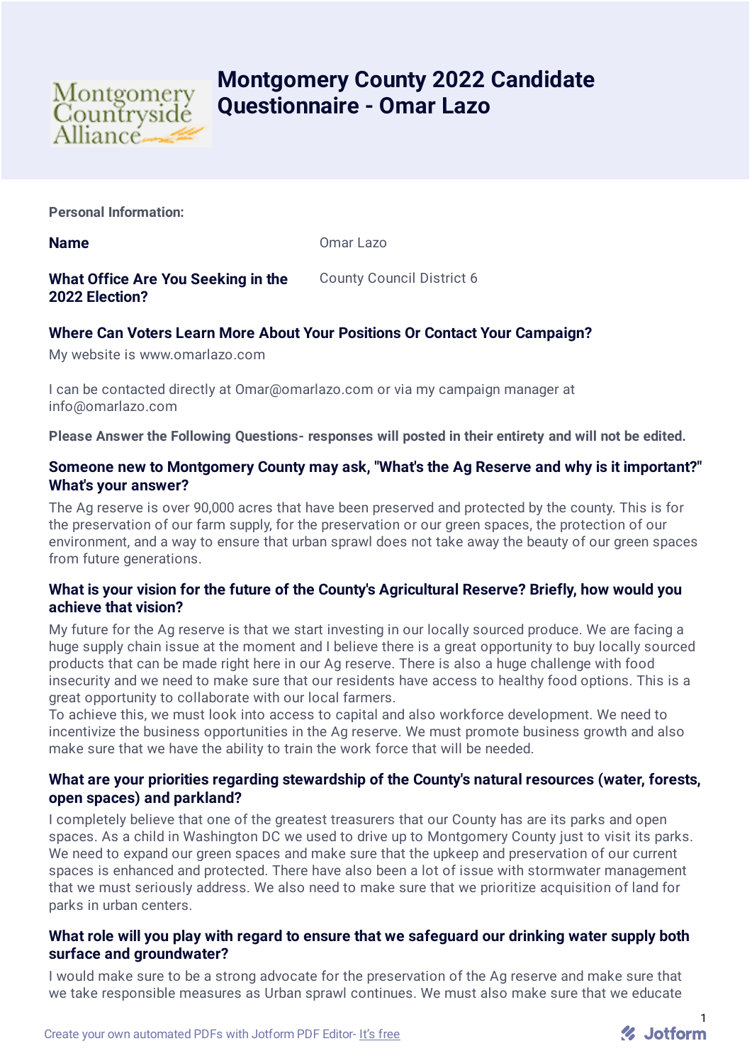# Montgomery County 2022 Candidate Questionnaire - Omar Lazo

**Personal Information:**

**Name** Omar Lazo

**What Office Are You Seeking in the 2022 Election?** County Council District 6

### Where Can Voters Learn More About Your Positions Or Contact Your Campaign?

My website is www.omarlazo.com

I can be contacted directly at Omar@omarlazo.com or via my campaign manager at info@omarlazo.com

**Please Answer the Following Questions- responses will posted in their entirety and will not be edited.**

### Someone new to Montgomery County may ask, "What's the Ag Reserve and why is it important?" What's your answer?

The Ag reserve is over 90,000 acres that have been preserved and protected by the county. This is for the preservation of our farm supply, for the preservation or our green spaces, the protection of our environment, and a way to ensure that urban sprawl does not take away the beauty of our green spaces from future generations.

### What is your vision for the future of the County's Agricultural Reserve? Briefly, how would you achieve that vision?

My future for the Ag reserve is that we start investing in our locally sourced produce. We are facing a huge supply chain issue at the moment and I believe there is a great opportunity to buy locally sourced products that can be made right here in our Ag reserve. There is also a huge challenge with food insecurity and we need to make sure that our residents have access to healthy food options. This is a great opportunity to collaborate with our local farmers.
To achieve this, we must look into access to capital and also workforce development. We need to incentivize the business opportunities in the Ag reserve. We must promote business growth and also make sure that we have the ability to train the work force that will be needed.

### What are your priorities regarding stewardship of the County's natural resources (water, forests, open spaces) and parkland?

I completely believe that one of the greatest treasurers that our County has are its parks and open spaces. As a child in Washington DC we used to drive up to Montgomery County just to visit its parks. We need to expand our green spaces and make sure that the upkeep and preservation of our current spaces is enhanced and protected. There have also been a lot of issue with stormwater management that we must seriously address. We also need to make sure that we prioritize acquisition of land for parks in urban centers.

### What role will you play with regard to ensure that we safeguard our drinking water supply both surface and groundwater?

I would make sure to be a strong advocate for the preservation of the Ag reserve and make sure that we take responsible measures as Urban sprawl continues. We must also make sure that we educate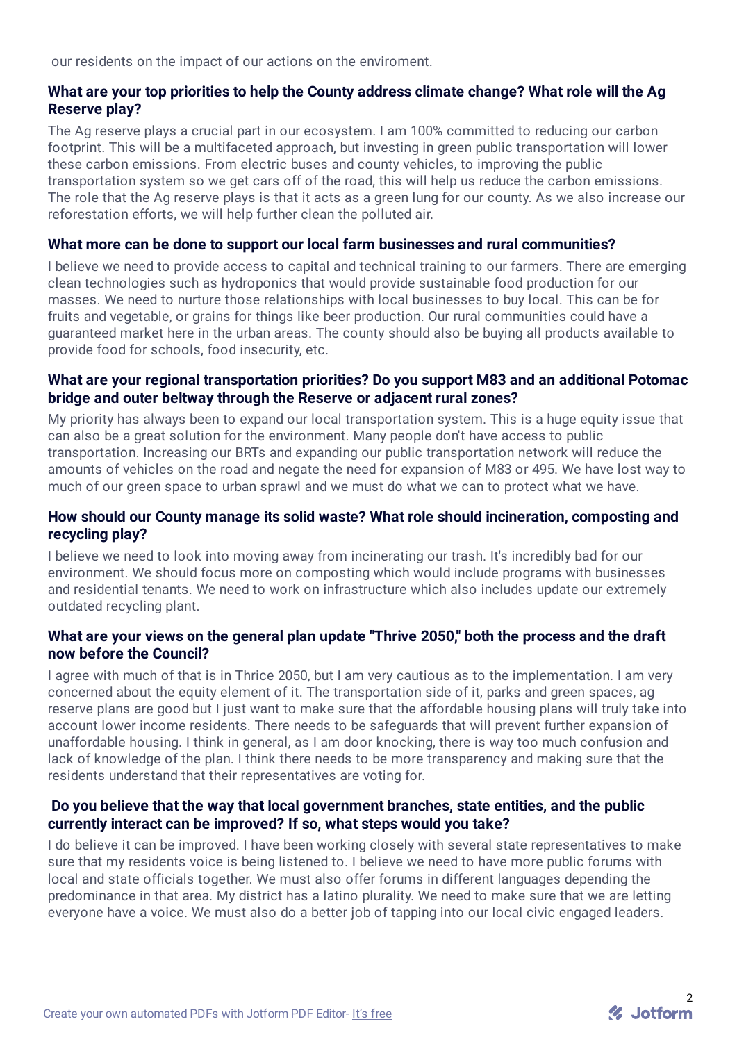our residents on the impact of our actions on the enviroment.

**What are your top priorities to help the County address climate change? What role will the Ag Reserve play?**

The Ag reserve plays a crucial part in our ecosystem. I am 100% committed to reducing our carbon footprint. This will be a multifaceted approach, but investing in green public transportation will lower these carbon emissions. From electric buses and county vehicles, to improving the public transportation system so we get cars off of the road, this will help us reduce the carbon emissions. The role that the Ag reserve plays is that it acts as a green lung for our county. As we also increase our reforestation efforts, we will help further clean the polluted air.

**What more can be done to support our local farm businesses and rural communities?**

I believe we need to provide access to capital and technical training to our farmers. There are emerging clean technologies such as hydroponics that would provide sustainable food production for our masses. We need to nurture those relationships with local businesses to buy local. This can be for fruits and vegetable, or grains for things like beer production. Our rural communities could have a guaranteed market here in the urban areas. The county should also be buying all products available to provide food for schools, food insecurity, etc.

**What are your regional transportation priorities? Do you support M83 and an additional Potomac bridge and outer beltway through the Reserve or adjacent rural zones?**

My priority has always been to expand our local transportation system. This is a huge equity issue that can also be a great solution for the environment. Many people don't have access to public transportation. Increasing our BRTs and expanding our public transportation network will reduce the amounts of vehicles on the road and negate the need for expansion of M83 or 495. We have lost way to much of our green space to urban sprawl and we must do what we can to protect what we have.

**How should our County manage its solid waste? What role should incineration, composting and recycling play?**

I believe we need to look into moving away from incinerating our trash. It's incredibly bad for our environment. We should focus more on composting which would include programs with businesses and residential tenants. We need to work on infrastructure which also includes update our extremely outdated recycling plant.

**What are your views on the general plan update "Thrive 2050," both the process and the draft now before the Council?**

I agree with much of that is in Thrice 2050, but I am very cautious as to the implementation. I am very concerned about the equity element of it. The transportation side of it, parks and green spaces, ag reserve plans are good but I just want to make sure that the affordable housing plans will truly take into account lower income residents. There needs to be safeguards that will prevent further expansion of unaffordable housing. I think in general, as I am door knocking, there is way too much confusion and lack of knowledge of the plan. I think there needs to be more transparency and making sure that the residents understand that their representatives are voting for.

**Do you believe that the way that local government branches, state entities, and the public currently interact can be improved? If so, what steps would you take?**

I do believe it can be improved. I have been working closely with several state representatives to make sure that my residents voice is being listened to. I believe we need to have more public forums with local and state officials together. We must also offer forums in different languages depending the predominance in that area. My district has a latino plurality. We need to make sure that we are letting everyone have a voice. We must also do a better job of tapping into our local civic engaged leaders.